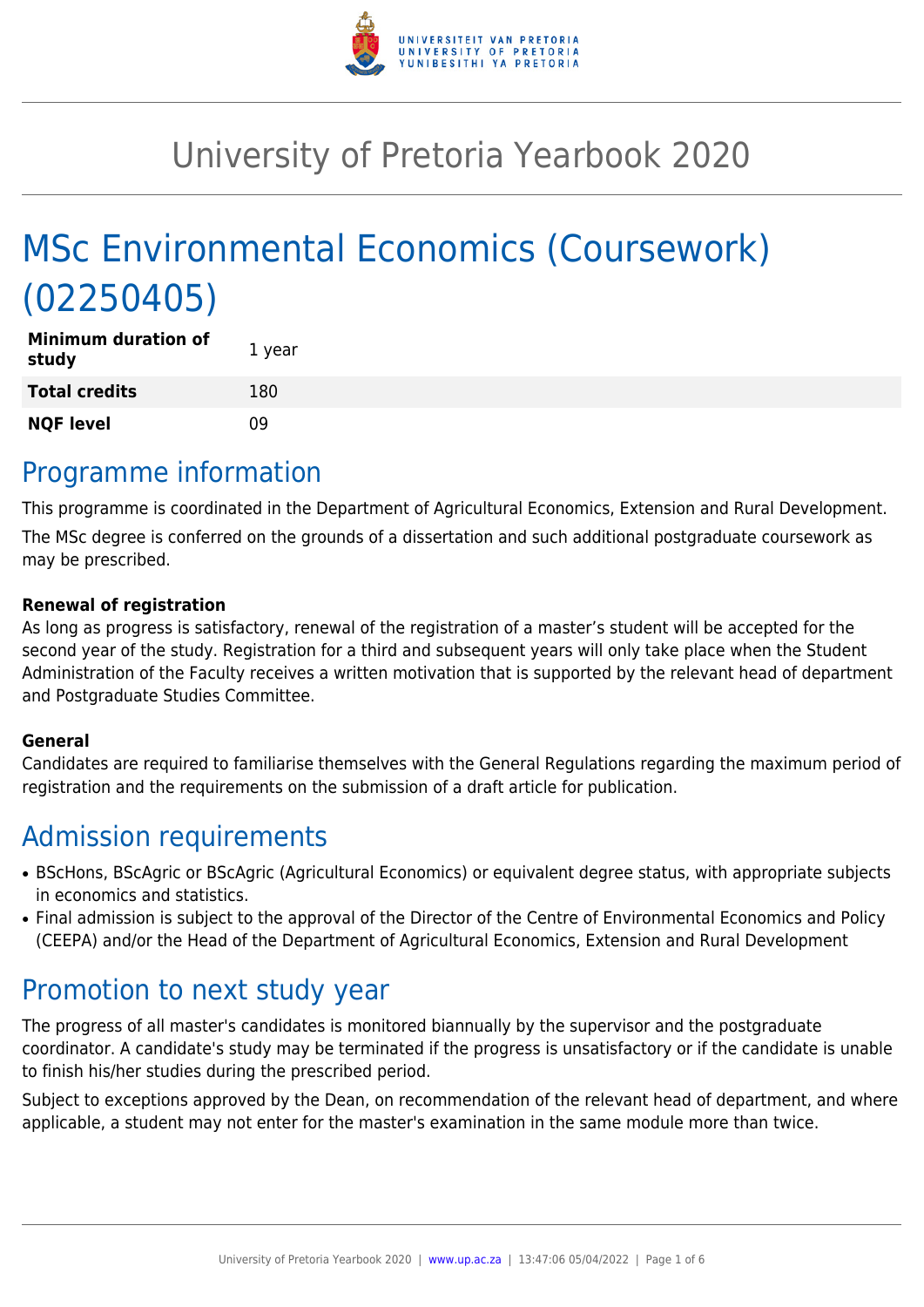# University of Pretoria Yearbook 2020

# MSc Environmental Economics (Coursework) (02250405)

| | |
|---|---|
| **Minimum duration of study** | 1 year |
| **Total credits** | 180 |
| **NQF level** | 09 |

## Programme information

This programme is coordinated in the Department of Agricultural Economics, Extension and Rural Development.

The MSc degree is conferred on the grounds of a dissertation and such additional postgraduate coursework as may be prescribed.

**Renewal of registration**
As long as progress is satisfactory, renewal of the registration of a master's student will be accepted for the second year of the study. Registration for a third and subsequent years will only take place when the Student Administration of the Faculty receives a written motivation that is supported by the relevant head of department and Postgraduate Studies Committee.

**General**
Candidates are required to familiarise themselves with the General Regulations regarding the maximum period of registration and the requirements on the submission of a draft article for publication.

## Admission requirements

- BScHons, BScAgric or BScAgric (Agricultural Economics) or equivalent degree status, with appropriate subjects in economics and statistics.
- Final admission is subject to the approval of the Director of the Centre of Environmental Economics and Policy (CEEPA) and/or the Head of the Department of Agricultural Economics, Extension and Rural Development

## Promotion to next study year

The progress of all master's candidates is monitored biannually by the supervisor and the postgraduate coordinator. A candidate's study may be terminated if the progress is unsatisfactory or if the candidate is unable to finish his/her studies during the prescribed period.

Subject to exceptions approved by the Dean, on recommendation of the relevant head of department, and where applicable, a student may not enter for the master's examination in the same module more than twice.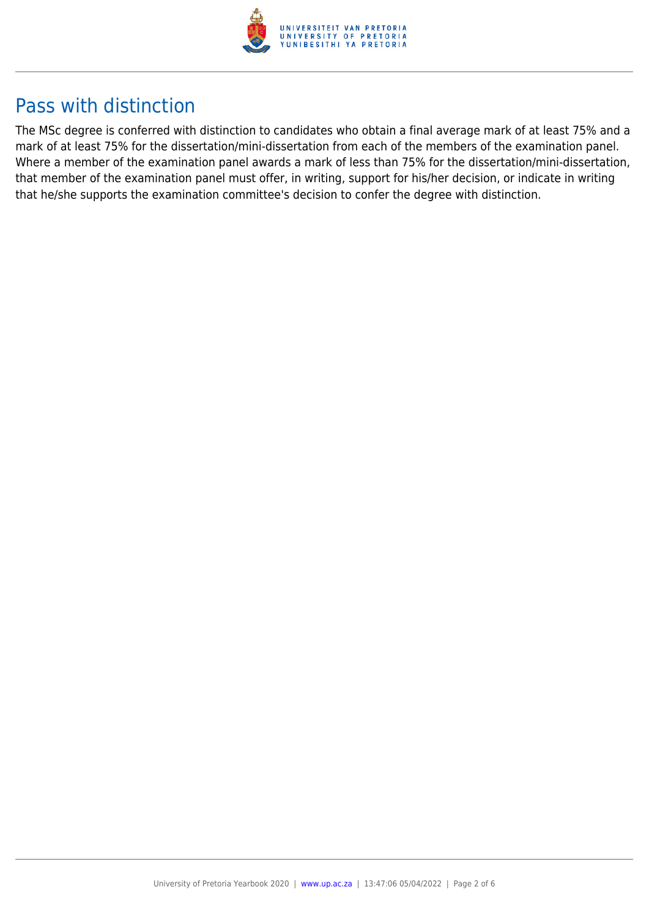## Pass with distinction

The MSc degree is conferred with distinction to candidates who obtain a final average mark of at least 75% and a mark of at least 75% for the dissertation/mini-dissertation from each of the members of the examination panel. Where a member of the examination panel awards a mark of less than 75% for the dissertation/mini-dissertation, that member of the examination panel must offer, in writing, support for his/her decision, or indicate in writing that he/she supports the examination committee's decision to confer the degree with distinction.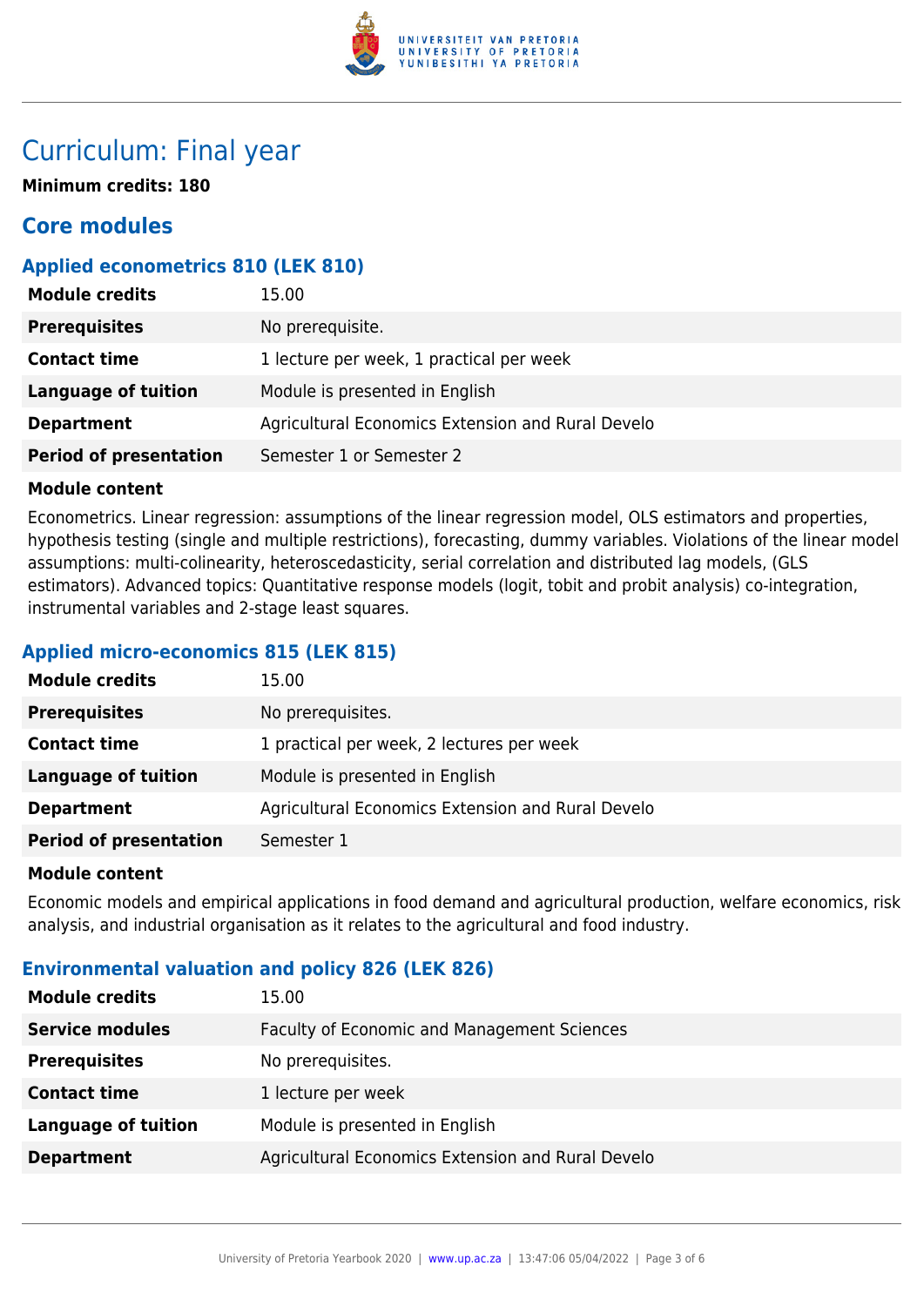# Curriculum: Final year

**Minimum credits: 180**

## Core modules

### Applied econometrics 810 (LEK 810)

| | |
|---|---|
| **Module credits** | 15.00 |
| **Prerequisites** | No prerequisite. |
| **Contact time** | 1 lecture per week, 1 practical per week |
| **Language of tuition** | Module is presented in English |
| **Department** | Agricultural Economics Extension and Rural Develo |
| **Period of presentation** | Semester 1 or Semester 2 |

**Module content**

Econometrics. Linear regression: assumptions of the linear regression model, OLS estimators and properties, hypothesis testing (single and multiple restrictions), forecasting, dummy variables. Violations of the linear model assumptions: multi-colinearity, heteroscedasticity, serial correlation and distributed lag models, (GLS estimators). Advanced topics: Quantitative response models (logit, tobit and probit analysis) co-integration, instrumental variables and 2-stage least squares.

### Applied micro-economics 815 (LEK 815)

| | |
|---|---|
| **Module credits** | 15.00 |
| **Prerequisites** | No prerequisites. |
| **Contact time** | 1 practical per week, 2 lectures per week |
| **Language of tuition** | Module is presented in English |
| **Department** | Agricultural Economics Extension and Rural Develo |
| **Period of presentation** | Semester 1 |

**Module content**

Economic models and empirical applications in food demand and agricultural production, welfare economics, risk analysis, and industrial organisation as it relates to the agricultural and food industry.

### Environmental valuation and policy 826 (LEK 826)

| | |
|---|---|
| **Module credits** | 15.00 |
| **Service modules** | Faculty of Economic and Management Sciences |
| **Prerequisites** | No prerequisites. |
| **Contact time** | 1 lecture per week |
| **Language of tuition** | Module is presented in English |
| **Department** | Agricultural Economics Extension and Rural Develo |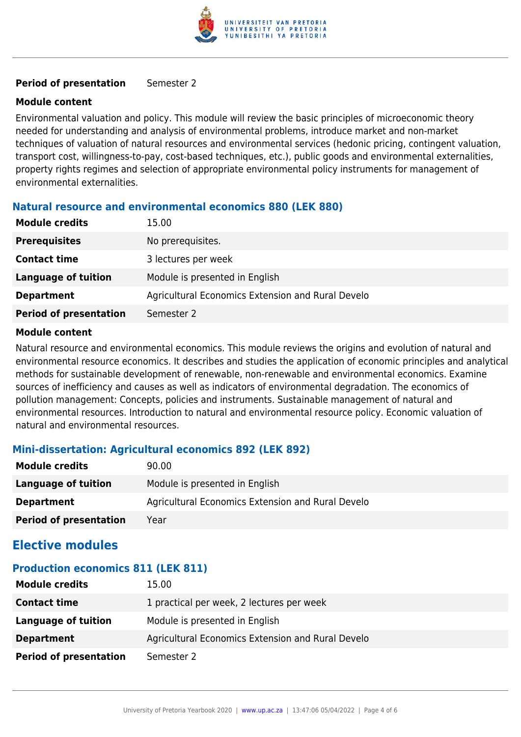| | |
|---|---|
| **Period of presentation** | Semester 2 |

**Module content**

Environmental valuation and policy. This module will review the basic principles of microeconomic theory needed for understanding and analysis of environmental problems, introduce market and non-market techniques of valuation of natural resources and environmental services (hedonic pricing, contingent valuation, transport cost, willingness-to-pay, cost-based techniques, etc.), public goods and environmental externalities, property rights regimes and selection of appropriate environmental policy instruments for management of environmental externalities.

### Natural resource and environmental economics 880 (LEK 880)

| | |
|---|---|
| **Module credits** | 15.00 |
| **Prerequisites** | No prerequisites. |
| **Contact time** | 3 lectures per week |
| **Language of tuition** | Module is presented in English |
| **Department** | Agricultural Economics Extension and Rural Develo |
| **Period of presentation** | Semester 2 |

**Module content**

Natural resource and environmental economics. This module reviews the origins and evolution of natural and environmental resource economics. It describes and studies the application of economic principles and analytical methods for sustainable development of renewable, non-renewable and environmental economics. Examine sources of inefficiency and causes as well as indicators of environmental degradation. The economics of pollution management: Concepts, policies and instruments. Sustainable management of natural and environmental resources. Introduction to natural and environmental resource policy. Economic valuation of natural and environmental resources.

### Mini-dissertation: Agricultural economics 892 (LEK 892)

| | |
|---|---|
| **Module credits** | 90.00 |
| **Language of tuition** | Module is presented in English |
| **Department** | Agricultural Economics Extension and Rural Develo |
| **Period of presentation** | Year |

## Elective modules

### Production economics 811 (LEK 811)

| | |
|---|---|
| **Module credits** | 15.00 |
| **Contact time** | 1 practical per week, 2 lectures per week |
| **Language of tuition** | Module is presented in English |
| **Department** | Agricultural Economics Extension and Rural Develo |
| **Period of presentation** | Semester 2 |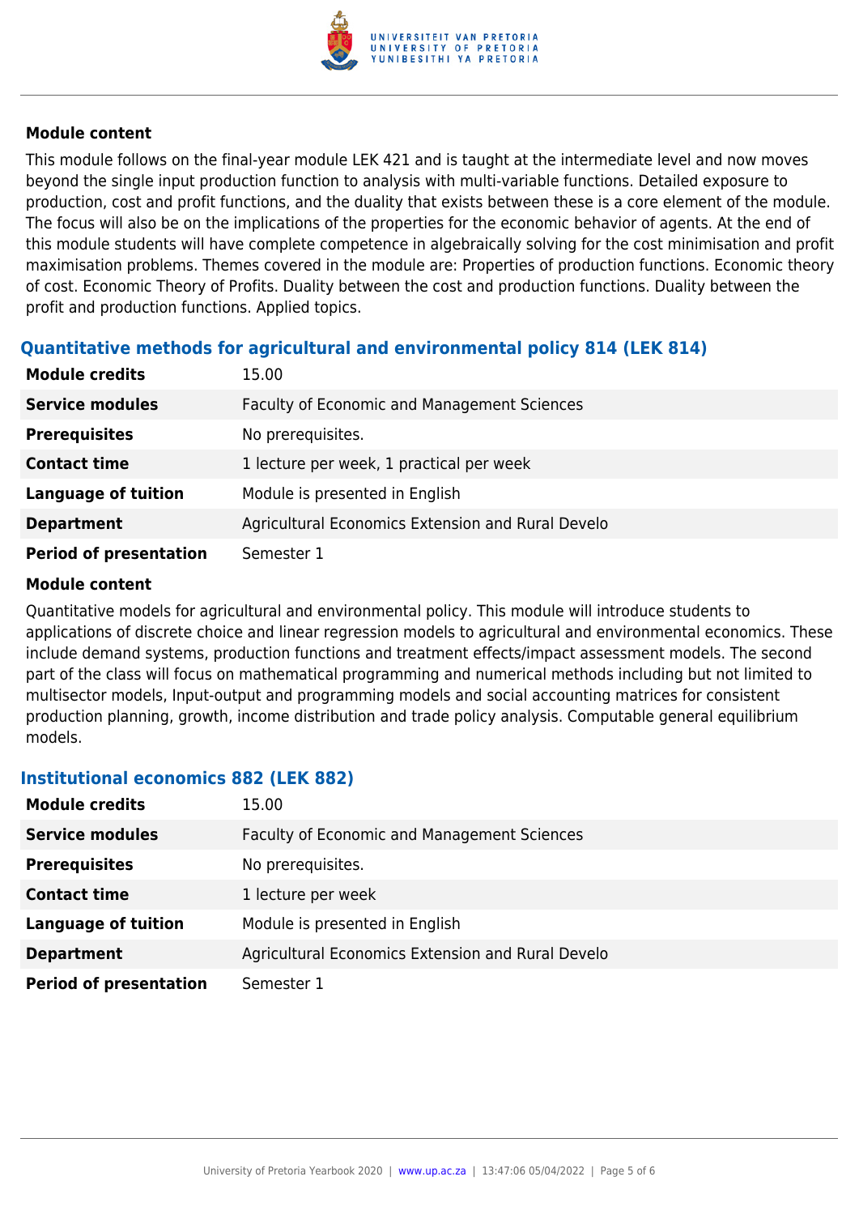#### Module content

This module follows on the final-year module LEK 421 and is taught at the intermediate level and now moves beyond the single input production function to analysis with multi-variable functions. Detailed exposure to production, cost and profit functions, and the duality that exists between these is a core element of the module. The focus will also be on the implications of the properties for the economic behavior of agents. At the end of this module students will have complete competence in algebraically solving for the cost minimisation and profit maximisation problems. Themes covered in the module are: Properties of production functions. Economic theory of cost. Economic Theory of Profits. Duality between the cost and production functions. Duality between the profit and production functions. Applied topics.

### Quantitative methods for agricultural and environmental policy 814 (LEK 814)

| | |
|---|---|
| **Module credits** | 15.00 |
| **Service modules** | Faculty of Economic and Management Sciences |
| **Prerequisites** | No prerequisites. |
| **Contact time** | 1 lecture per week, 1 practical per week |
| **Language of tuition** | Module is presented in English |
| **Department** | Agricultural Economics Extension and Rural Develo |
| **Period of presentation** | Semester 1 |

#### Module content

Quantitative models for agricultural and environmental policy. This module will introduce students to applications of discrete choice and linear regression models to agricultural and environmental economics. These include demand systems, production functions and treatment effects/impact assessment models. The second part of the class will focus on mathematical programming and numerical methods including but not limited to multisector models, Input-output and programming models and social accounting matrices for consistent production planning, growth, income distribution and trade policy analysis. Computable general equilibrium models.

### Institutional economics 882 (LEK 882)

| | |
|---|---|
| **Module credits** | 15.00 |
| **Service modules** | Faculty of Economic and Management Sciences |
| **Prerequisites** | No prerequisites. |
| **Contact time** | 1 lecture per week |
| **Language of tuition** | Module is presented in English |
| **Department** | Agricultural Economics Extension and Rural Develo |
| **Period of presentation** | Semester 1 |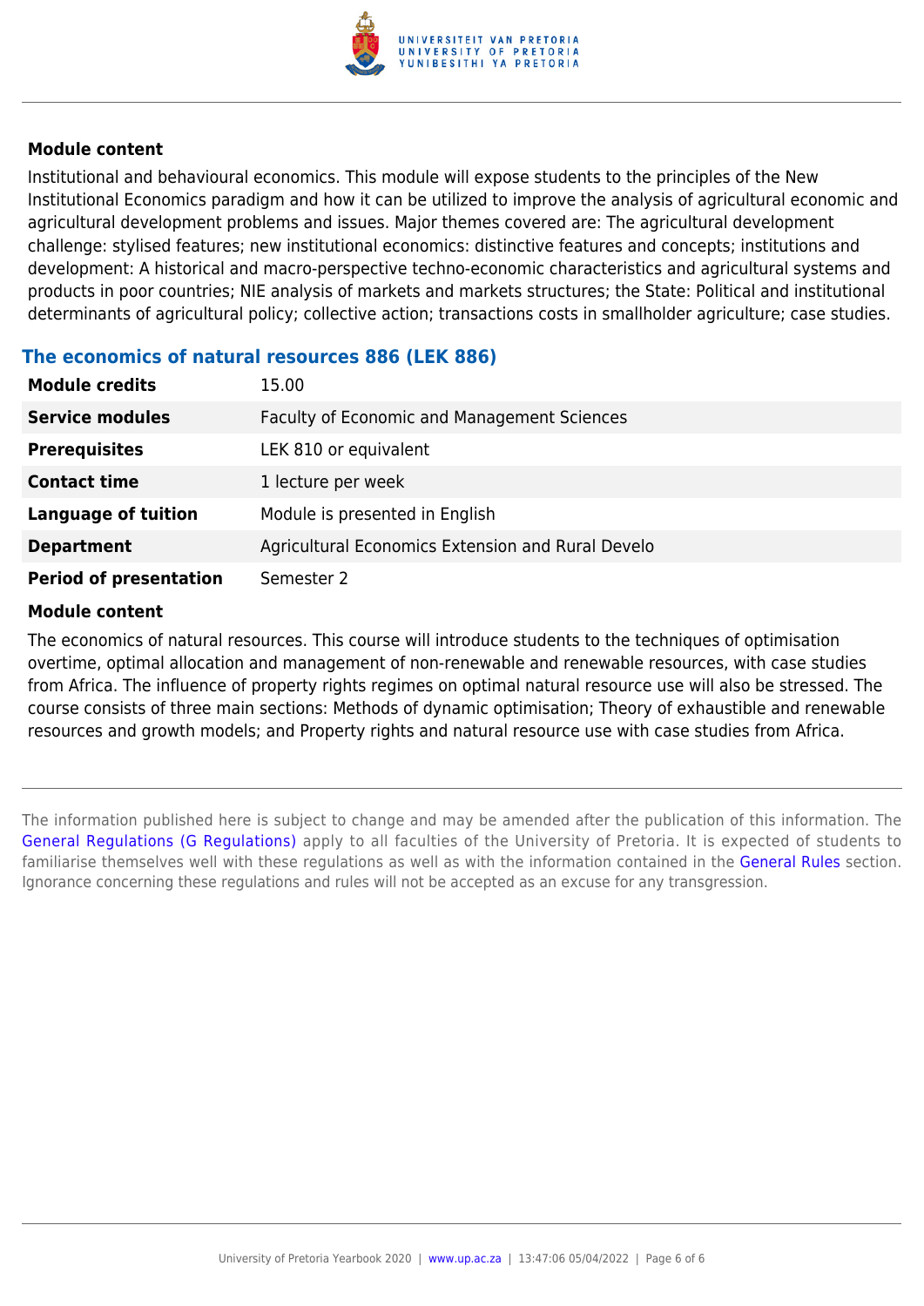### Module content

Institutional and behavioural economics. This module will expose students to the principles of the New Institutional Economics paradigm and how it can be utilized to improve the analysis of agricultural economic and agricultural development problems and issues. Major themes covered are: The agricultural development challenge: stylised features; new institutional economics: distinctive features and concepts; institutions and development: A historical and macro-perspective techno-economic characteristics and agricultural systems and products in poor countries; NIE analysis of markets and markets structures; the State: Political and institutional determinants of agricultural policy; collective action; transactions costs in smallholder agriculture; case studies.

## The economics of natural resources 886 (LEK 886)

| | |
|---|---|
| **Module credits** | 15.00 |
| **Service modules** | Faculty of Economic and Management Sciences |
| **Prerequisites** | LEK 810 or equivalent |
| **Contact time** | 1 lecture per week |
| **Language of tuition** | Module is presented in English |
| **Department** | Agricultural Economics Extension and Rural Develo |
| **Period of presentation** | Semester 2 |

### Module content

The economics of natural resources. This course will introduce students to the techniques of optimisation overtime, optimal allocation and management of non-renewable and renewable resources, with case studies from Africa. The influence of property rights regimes on optimal natural resource use will also be stressed. The course consists of three main sections: Methods of dynamic optimisation; Theory of exhaustible and renewable resources and growth models; and Property rights and natural resource use with case studies from Africa.

The information published here is subject to change and may be amended after the publication of this information. The General Regulations (G Regulations) apply to all faculties of the University of Pretoria. It is expected of students to familiarise themselves well with these regulations as well as with the information contained in the General Rules section. Ignorance concerning these regulations and rules will not be accepted as an excuse for any transgression.